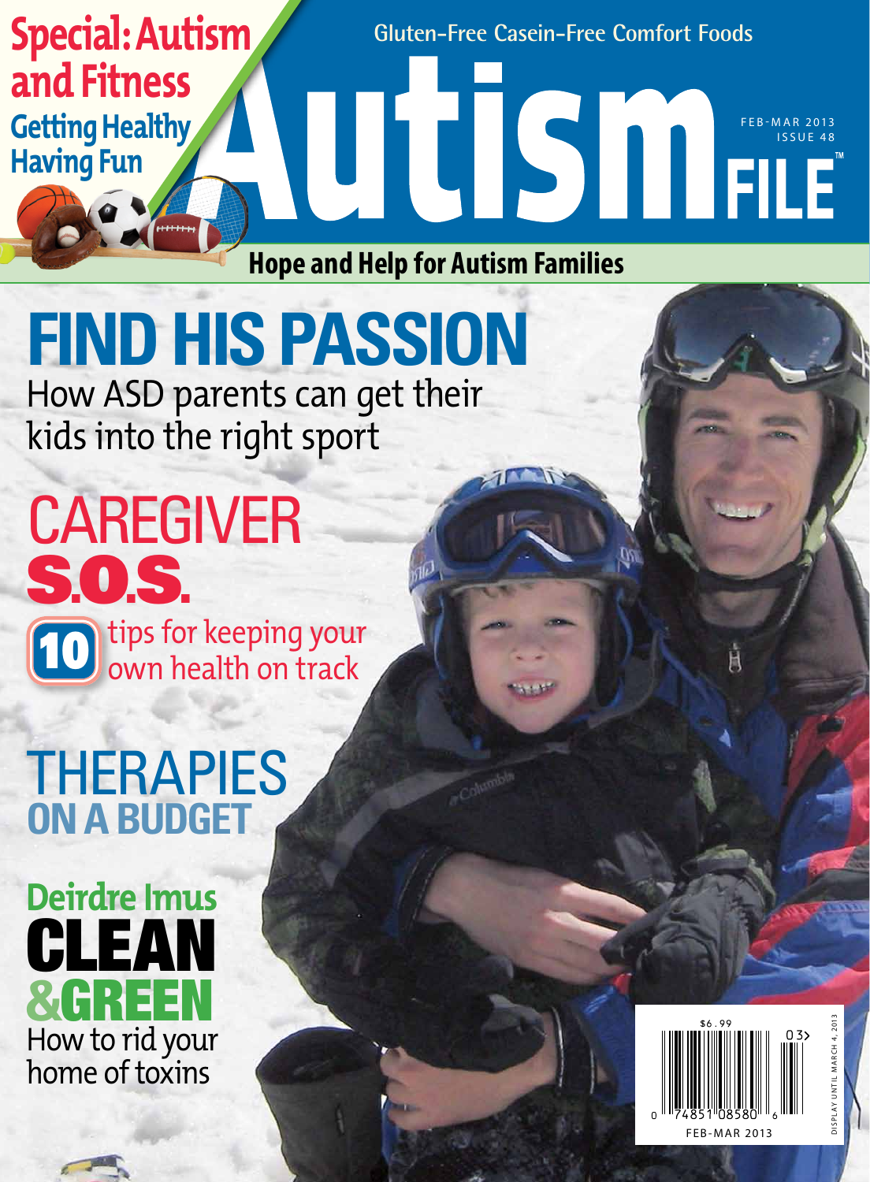# Autism FILE

Gluten-Free Casein-Free Comfort Foods

FEB-MAR 2013
ISSUE 48

**Special: Autism and Fitness**

**Getting Healthy Having Fun**

**Hope and Help for Autism Families**

## FIND HIS PASSION

How ASD parents can get their kids into the right sport

## CAREGIVER S.O.S.

**10** tips for keeping your own health on track

## THERAPIES ON A BUDGET

## Deirdre Imus CLEAN & GREEN

How to rid your home of toxins

$6.99

FEB-MAR 2013

DISPLAY UNTIL MARCH 4, 2013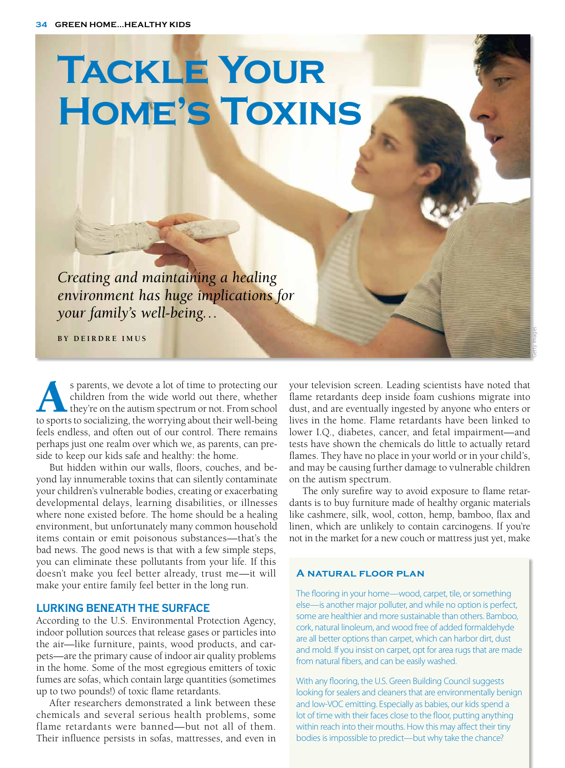# Tackle Your Home's Toxins

*Creating and maintaining a healing environment has huge implications for your family's well-being…*

**BY DEIRDRE IMUS**

As parents, we devote a lot of time to protecting our children from the wide world out there, whether they're on the autism spectrum or not. From school to sports to socializing, the worrying about their well-being feels endless, and often out of our control. There remains perhaps just one realm over which we, as parents, can preside to keep our kids safe and healthy: the home.

But hidden within our walls, floors, couches, and beyond lay innumerable toxins that can silently contaminate your children's vulnerable bodies, creating or exacerbating developmental delays, learning disabilities, or illnesses where none existed before. The home should be a healing environment, but unfortunately many common household items contain or emit poisonous substances—that's the bad news. The good news is that with a few simple steps, you can eliminate these pollutants from your life. If this doesn't make you feel better already, trust me—it will make your entire family feel better in the long run.

## LURKING BENEATH THE SURFACE

According to the U.S. Environmental Protection Agency, indoor pollution sources that release gases or particles into the air—like furniture, paints, wood products, and carpets—are the primary cause of indoor air quality problems in the home. Some of the most egregious emitters of toxic fumes are sofas, which contain large quantities (sometimes up to two pounds!) of toxic flame retardants.

After researchers demonstrated a link between these chemicals and several serious health problems, some flame retardants were banned—but not all of them. Their influence persists in sofas, mattresses, and even in your television screen. Leading scientists have noted that flame retardants deep inside foam cushions migrate into dust, and are eventually ingested by anyone who enters or lives in the home. Flame retardants have been linked to lower I.Q., diabetes, cancer, and fetal impairment—and tests have shown the chemicals do little to actually retard flames. They have no place in your world or in your child's, and may be causing further damage to vulnerable children on the autism spectrum.

The only surefire way to avoid exposure to flame retardants is to buy furniture made of healthy organic materials like cashmere, silk, wool, cotton, hemp, bamboo, flax and linen, which are unlikely to contain carcinogens. If you're not in the market for a new couch or mattress just yet, make

### A NATURAL FLOOR PLAN

The flooring in your home—wood, carpet, tile, or something else—is another major polluter, and while no option is perfect, some are healthier and more sustainable than others. Bamboo, cork, natural linoleum, and wood free of added formaldehyde are all better options than carpet, which can harbor dirt, dust and mold. If you insist on carpet, opt for area rugs that are made from natural fibers, and can be easily washed.

With any flooring, the U.S. Green Building Council suggests looking for sealers and cleaners that are environmentally benign and low-VOC emitting. Especially as babies, our kids spend a lot of time with their faces close to the floor, putting anything within reach into their mouths. How this may affect their tiny bodies is impossible to predict—but why take the chance?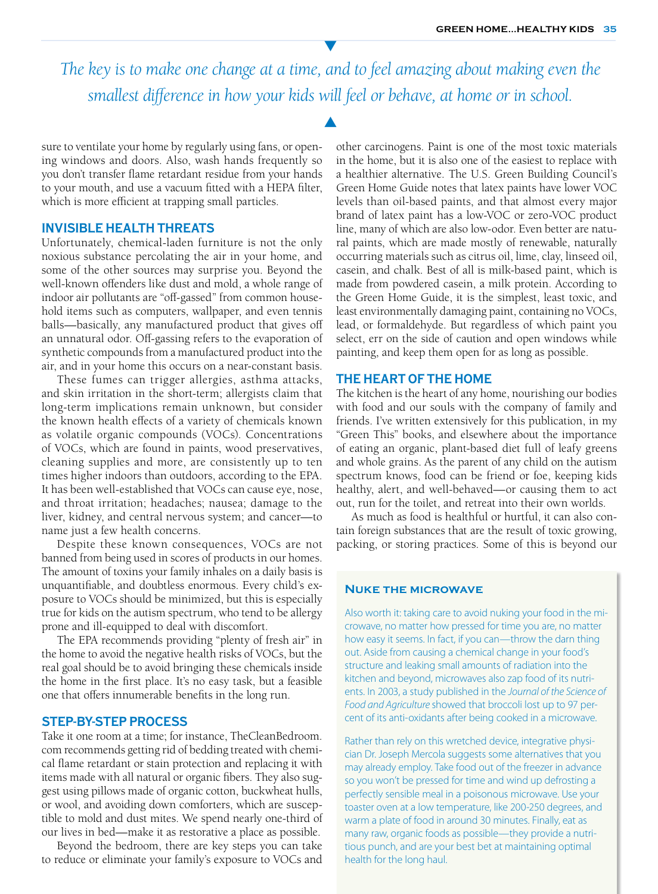*The key is to make one change at a time, and to feel amazing about making even the smallest difference in how your kids will feel or behave, at home or in school.*

sure to ventilate your home by regularly using fans, or opening windows and doors. Also, wash hands frequently so you don't transfer flame retardant residue from your hands to your mouth, and use a vacuum fitted with a HEPA filter, which is more efficient at trapping small particles.

## INVISIBLE HEALTH THREATS

Unfortunately, chemical-laden furniture is not the only noxious substance percolating the air in your home, and some of the other sources may surprise you. Beyond the well-known offenders like dust and mold, a whole range of indoor air pollutants are "off-gassed" from common household items such as computers, wallpaper, and even tennis balls—basically, any manufactured product that gives off an unnatural odor. Off-gassing refers to the evaporation of synthetic compounds from a manufactured product into the air, and in your home this occurs on a near-constant basis.

These fumes can trigger allergies, asthma attacks, and skin irritation in the short-term; allergists claim that long-term implications remain unknown, but consider the known health effects of a variety of chemicals known as volatile organic compounds (VOCs). Concentrations of VOCs, which are found in paints, wood preservatives, cleaning supplies and more, are consistently up to ten times higher indoors than outdoors, according to the EPA. It has been well-established that VOCs can cause eye, nose, and throat irritation; headaches; nausea; damage to the liver, kidney, and central nervous system; and cancer—to name just a few health concerns.

Despite these known consequences, VOCs are not banned from being used in scores of products in our homes. The amount of toxins your family inhales on a daily basis is unquantifiable, and doubtless enormous. Every child's exposure to VOCs should be minimized, but this is especially true for kids on the autism spectrum, who tend to be allergy prone and ill-equipped to deal with discomfort.

The EPA recommends providing "plenty of fresh air" in the home to avoid the negative health risks of VOCs, but the real goal should be to avoid bringing these chemicals inside the home in the first place. It's no easy task, but a feasible one that offers innumerable benefits in the long run.

## STEP-BY-STEP PROCESS

Take it one room at a time; for instance, TheCleanBedroom.com recommends getting rid of bedding treated with chemical flame retardant or stain protection and replacing it with items made with all natural or organic fibers. They also suggest using pillows made of organic cotton, buckwheat hulls, or wool, and avoiding down comforters, which are susceptible to mold and dust mites. We spend nearly one-third of our lives in bed—make it as restorative a place as possible.

Beyond the bedroom, there are key steps you can take to reduce or eliminate your family's exposure to VOCs and other carcinogens. Paint is one of the most toxic materials in the home, but it is also one of the easiest to replace with a healthier alternative. The U.S. Green Building Council's Green Home Guide notes that latex paints have lower VOC levels than oil-based paints, and that almost every major brand of latex paint has a low-VOC or zero-VOC product line, many of which are also low-odor. Even better are natural paints, which are made mostly of renewable, naturally occurring materials such as citrus oil, lime, clay, linseed oil, casein, and chalk. Best of all is milk-based paint, which is made from powdered casein, a milk protein. According to the Green Home Guide, it is the simplest, least toxic, and least environmentally damaging paint, containing no VOCs, lead, or formaldehyde. But regardless of which paint you select, err on the side of caution and open windows while painting, and keep them open for as long as possible.

## THE HEART OF THE HOME

The kitchen is the heart of any home, nourishing our bodies with food and our souls with the company of family and friends. I've written extensively for this publication, in my "Green This" books, and elsewhere about the importance of eating an organic, plant-based diet full of leafy greens and whole grains. As the parent of any child on the autism spectrum knows, food can be friend or foe, keeping kids healthy, alert, and well-behaved—or causing them to act out, run for the toilet, and retreat into their own worlds.

As much as food is healthful or hurtful, it can also contain foreign substances that are the result of toxic growing, packing, or storing practices. Some of this is beyond our

### NUKE THE MICROWAVE

Also worth it: taking care to avoid nuking your food in the microwave, no matter how pressed for time you are, no matter how easy it seems. In fact, if you can—throw the darn thing out. Aside from causing a chemical change in your food's structure and leaking small amounts of radiation into the kitchen and beyond, microwaves also zap food of its nutrients. In 2003, a study published in the *Journal of the Science of Food and Agriculture* showed that broccoli lost up to 97 percent of its anti-oxidants after being cooked in a microwave.

Rather than rely on this wretched device, integrative physician Dr. Joseph Mercola suggests some alternatives that you may already employ. Take food out of the freezer in advance so you won't be pressed for time and wind up defrosting a perfectly sensible meal in a poisonous microwave. Use your toaster oven at a low temperature, like 200-250 degrees, and warm a plate of food in around 30 minutes. Finally, eat as many raw, organic foods as possible—they provide a nutritious punch, and are your best bet at maintaining optimal health for the long haul.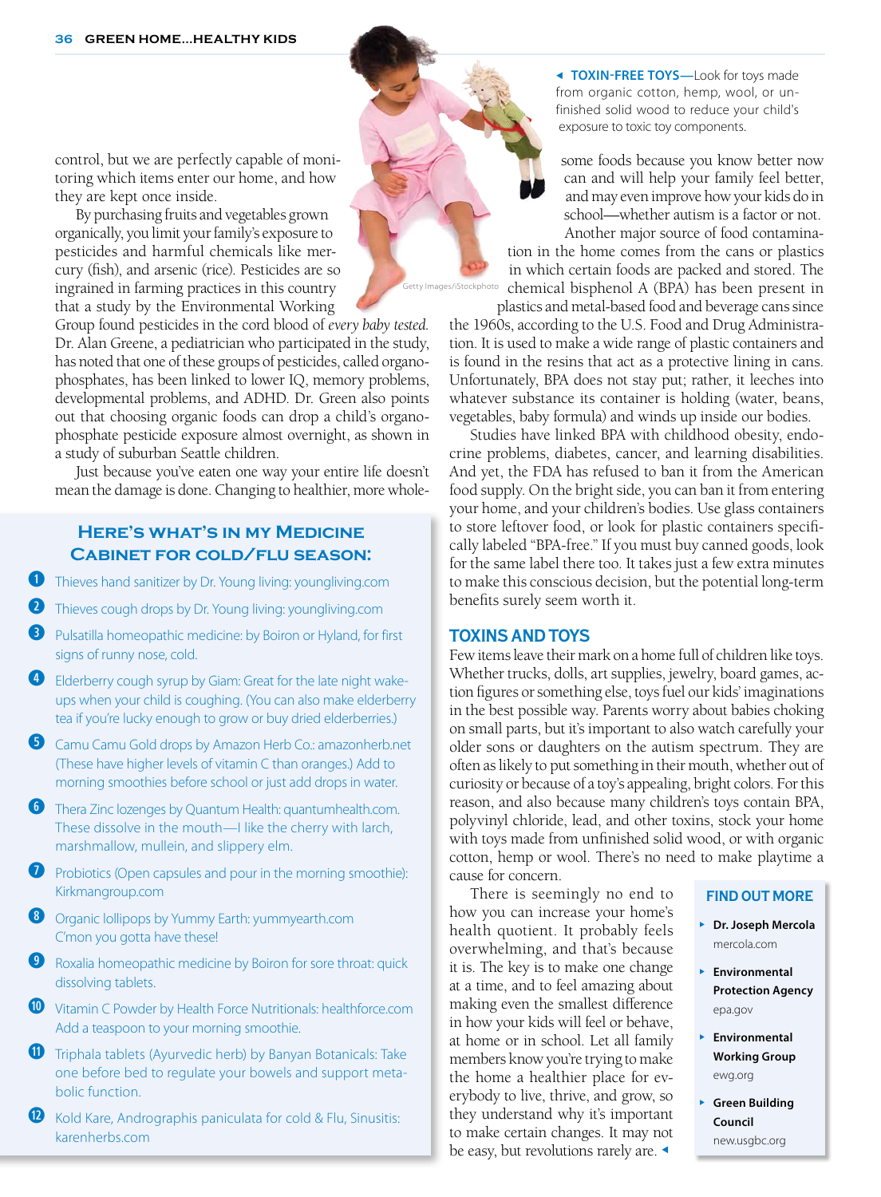control, but we are perfectly capable of monitoring which items enter our home, and how they are kept once inside.

By purchasing fruits and vegetables grown organically, you limit your family's exposure to pesticides and harmful chemicals like mercury (fish), and arsenic (rice). Pesticides are so ingrained in farming practices in this country that a study by the Environmental Working Group found pesticides in the cord blood of *every baby tested*. Dr. Alan Greene, a pediatrician who participated in the study, has noted that one of these groups of pesticides, called organophosphates, has been linked to lower IQ, memory problems, developmental problems, and ADHD. Dr. Green also points out that choosing organic foods can drop a child's organophosphate pesticide exposure almost overnight, as shown in a study of suburban Seattle children.

Just because you've eaten one way your entire life doesn't mean the damage is done. Changing to healthier, more wholesome foods because you know better now can and will help your family feel better, and may even improve how your kids do in school—whether autism is a factor or not.

Another major source of food contamination in the home comes from the cans or plastics in which certain foods are packed and stored. The chemical bisphenol A (BPA) has been present in plastics and metal-based food and beverage cans since the 1960s, according to the U.S. Food and Drug Administration. It is used to make a wide range of plastic containers and is found in the resins that act as a protective lining in cans. Unfortunately, BPA does not stay put; rather, it leeches into whatever substance its container is holding (water, beans, vegetables, baby formula) and winds up inside our bodies.

Studies have linked BPA with childhood obesity, endocrine problems, diabetes, cancer, and learning disabilities. And yet, the FDA has refused to ban it from the American food supply. On the bright side, you can ban it from entering your home, and your children's bodies. Use glass containers to store leftover food, or look for plastic containers specifically labeled "BPA-free." If you must buy canned goods, look for the same label there too. It takes just a few extra minutes to make this conscious decision, but the potential long-term benefits surely seem worth it.

◄ **TOXIN-FREE TOYS**—Look for toys made from organic cotton, hemp, wool, or unfinished solid wood to reduce your child's exposure to toxic toy components.

Getty Images/iStockphoto

## TOXINS AND TOYS

Few items leave their mark on a home full of children like toys. Whether trucks, dolls, art supplies, jewelry, board games, action figures or something else, toys fuel our kids' imaginations in the best possible way. Parents worry about babies choking on small parts, but it's important to also watch carefully your older sons or daughters on the autism spectrum. They are often as likely to put something in their mouth, whether out of curiosity or because of a toy's appealing, bright colors. For this reason, and also because many children's toys contain BPA, polyvinyl chloride, lead, and other toxins, stock your home with toys made from unfinished solid wood, or with organic cotton, hemp or wool. There's no need to make playtime a cause for concern.

There is seemingly no end to how you can increase your home's health quotient. It probably feels overwhelming, and that's because it is. The key is to make one change at a time, and to feel amazing about making even the smallest difference in how your kids will feel or behave, at home or in school. Let all family members know you're trying to make the home a healthier place for everybody to live, thrive, and grow, so they understand why it's important to make certain changes. It may not be easy, but revolutions rarely are. ◄

### HERE'S WHAT'S IN MY MEDICINE CABINET FOR COLD/FLU SEASON:

1. Thieves hand sanitizer by Dr. Young living: youngliving.com
2. Thieves cough drops by Dr. Young living: youngliving.com
3. Pulsatilla homeopathic medicine: by Boiron or Hyland, for first signs of runny nose, cold.
4. Elderberry cough syrup by Giam: Great for the late night wake-ups when your child is coughing. (You can also make elderberry tea if you're lucky enough to grow or buy dried elderberries.)
5. Camu Camu Gold drops by Amazon Herb Co.: amazonherb.net (These have higher levels of vitamin C than oranges.) Add to morning smoothies before school or just add drops in water.
6. Thera Zinc lozenges by Quantum Health: quantumhealth.com. These dissolve in the mouth—I like the cherry with larch, marshmallow, mullein, and slippery elm.
7. Probiotics (Open capsules and pour in the morning smoothie): Kirkmangroup.com
8. Organic lollipops by Yummy Earth: yummyearth.com C'mon you gotta have these!
9. Roxalia homeopathic medicine by Boiron for sore throat: quick dissolving tablets.
10. Vitamin C Powder by Health Force Nutritionals: healthforce.com Add a teaspoon to your morning smoothie.
11. Triphala tablets (Ayurvedic herb) by Banyan Botanicals: Take one before bed to regulate your bowels and support metabolic function.
12. Kold Kare, Andrographis paniculata for cold & Flu, Sinusitis: karenherbs.com

### FIND OUT MORE

- **Dr. Joseph Mercola** mercola.com
- **Environmental Protection Agency** epa.gov
- **Environmental Working Group** ewg.org
- **Green Building Council** new.usgbc.org